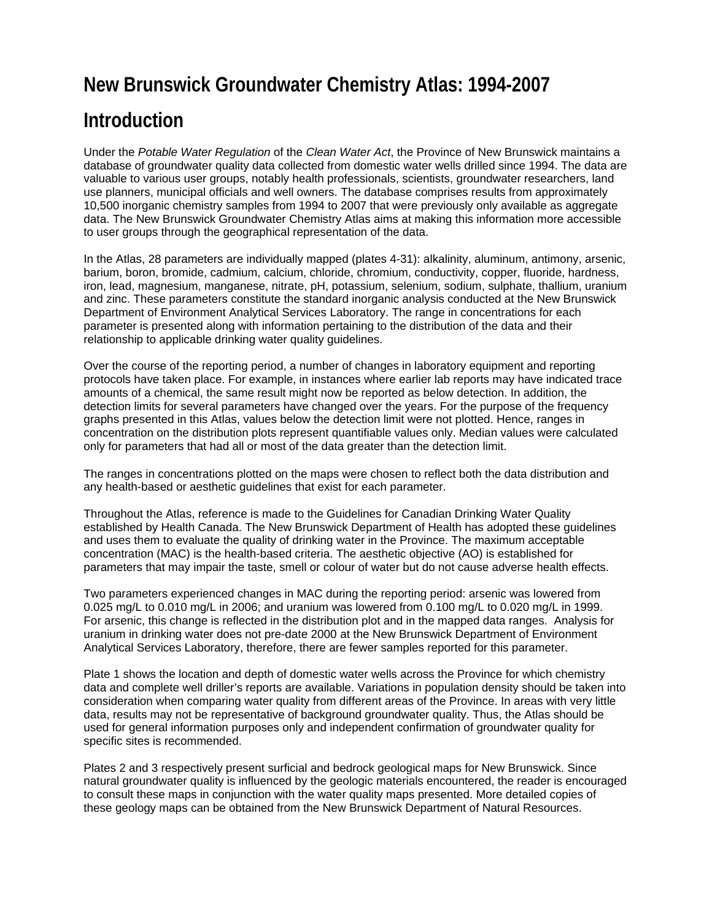# New Brunswick Groundwater Chemistry Atlas: 1994-2007

## Introduction

Under the *Potable Water Regulation* of the *Clean Water Act*, the Province of New Brunswick maintains a database of groundwater quality data collected from domestic water wells drilled since 1994. The data are valuable to various user groups, notably health professionals, scientists, groundwater researchers, land use planners, municipal officials and well owners. The database comprises results from approximately 10,500 inorganic chemistry samples from 1994 to 2007 that were previously only available as aggregate data. The New Brunswick Groundwater Chemistry Atlas aims at making this information more accessible to user groups through the geographical representation of the data.

In the Atlas, 28 parameters are individually mapped (plates 4-31): alkalinity, aluminum, antimony, arsenic, barium, boron, bromide, cadmium, calcium, chloride, chromium, conductivity, copper, fluoride, hardness, iron, lead, magnesium, manganese, nitrate, pH, potassium, selenium, sodium, sulphate, thallium, uranium and zinc. These parameters constitute the standard inorganic analysis conducted at the New Brunswick Department of Environment Analytical Services Laboratory. The range in concentrations for each parameter is presented along with information pertaining to the distribution of the data and their relationship to applicable drinking water quality guidelines.

Over the course of the reporting period, a number of changes in laboratory equipment and reporting protocols have taken place. For example, in instances where earlier lab reports may have indicated trace amounts of a chemical, the same result might now be reported as below detection. In addition, the detection limits for several parameters have changed over the years. For the purpose of the frequency graphs presented in this Atlas, values below the detection limit were not plotted. Hence, ranges in concentration on the distribution plots represent quantifiable values only. Median values were calculated only for parameters that had all or most of the data greater than the detection limit.

The ranges in concentrations plotted on the maps were chosen to reflect both the data distribution and any health-based or aesthetic guidelines that exist for each parameter.

Throughout the Atlas, reference is made to the Guidelines for Canadian Drinking Water Quality established by Health Canada. The New Brunswick Department of Health has adopted these guidelines and uses them to evaluate the quality of drinking water in the Province. The maximum acceptable concentration (MAC) is the health-based criteria. The aesthetic objective (AO) is established for parameters that may impair the taste, smell or colour of water but do not cause adverse health effects.

Two parameters experienced changes in MAC during the reporting period: arsenic was lowered from 0.025 mg/L to 0.010 mg/L in 2006; and uranium was lowered from 0.100 mg/L to 0.020 mg/L in 1999. For arsenic, this change is reflected in the distribution plot and in the mapped data ranges. Analysis for uranium in drinking water does not pre-date 2000 at the New Brunswick Department of Environment Analytical Services Laboratory, therefore, there are fewer samples reported for this parameter.

Plate 1 shows the location and depth of domestic water wells across the Province for which chemistry data and complete well driller's reports are available. Variations in population density should be taken into consideration when comparing water quality from different areas of the Province. In areas with very little data, results may not be representative of background groundwater quality. Thus, the Atlas should be used for general information purposes only and independent confirmation of groundwater quality for specific sites is recommended.

Plates 2 and 3 respectively present surficial and bedrock geological maps for New Brunswick. Since natural groundwater quality is influenced by the geologic materials encountered, the reader is encouraged to consult these maps in conjunction with the water quality maps presented. More detailed copies of these geology maps can be obtained from the New Brunswick Department of Natural Resources.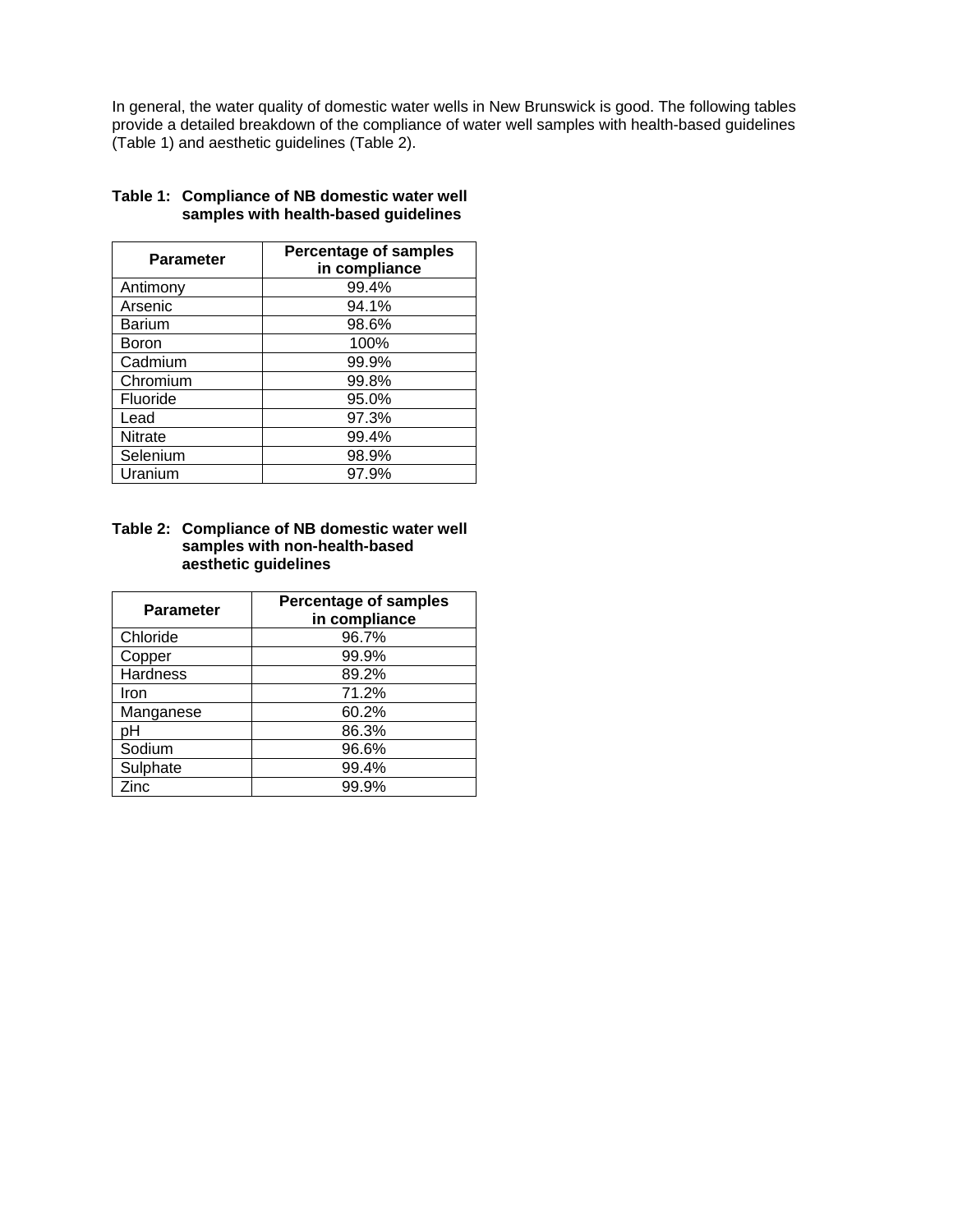In general, the water quality of domestic water wells in New Brunswick is good. The following tables provide a detailed breakdown of the compliance of water well samples with health-based guidelines (Table 1) and aesthetic guidelines (Table 2).

**Table 1: Compliance of NB domestic water well samples with health-based guidelines**

| Parameter | Percentage of samples in compliance |
|---|---|
| Antimony | 99.4% |
| Arsenic | 94.1% |
| Barium | 98.6% |
| Boron | 100% |
| Cadmium | 99.9% |
| Chromium | 99.8% |
| Fluoride | 95.0% |
| Lead | 97.3% |
| Nitrate | 99.4% |
| Selenium | 98.9% |
| Uranium | 97.9% |

**Table 2: Compliance of NB domestic water well samples with non-health-based aesthetic guidelines**

| Parameter | Percentage of samples in compliance |
|---|---|
| Chloride | 96.7% |
| Copper | 99.9% |
| Hardness | 89.2% |
| Iron | 71.2% |
| Manganese | 60.2% |
| pH | 86.3% |
| Sodium | 96.6% |
| Sulphate | 99.4% |
| Zinc | 99.9% |